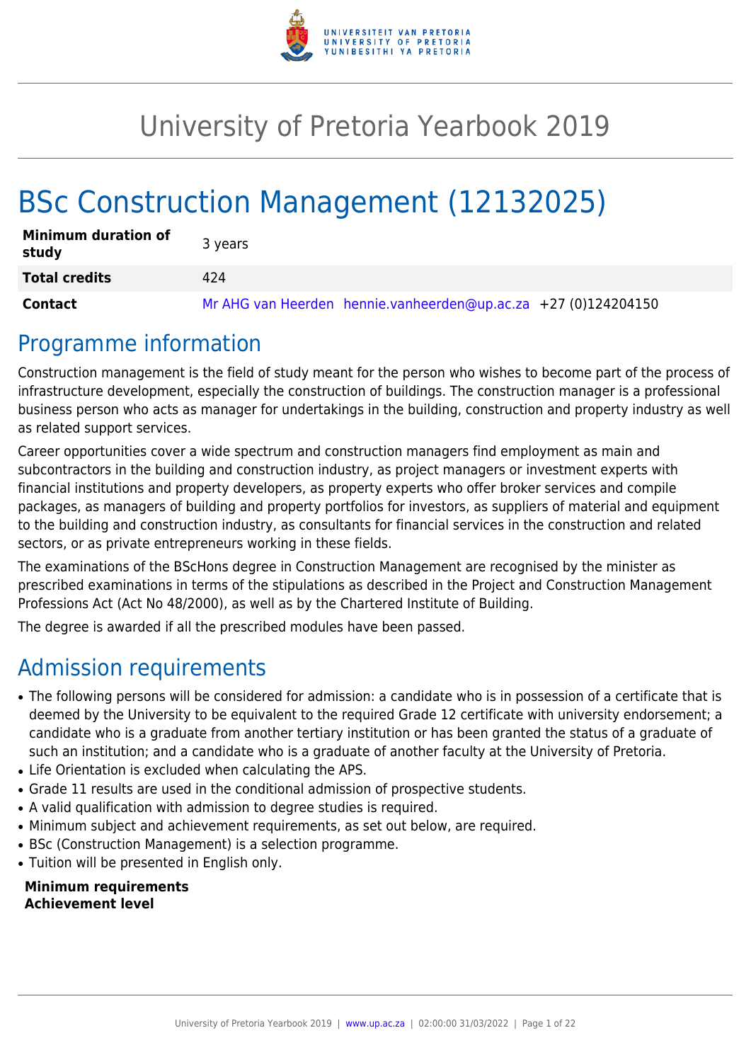# University of Pretoria Yearbook 2019

# BSc Construction Management (12132025)

| | |
|---|---|
| **Minimum duration of study** | 3 years |
| **Total credits** | 424 |
| **Contact** | Mr AHG van Heerden hennie.vanheerden@up.ac.za +27 (0)124204150 |

## Programme information

Construction management is the field of study meant for the person who wishes to become part of the process of infrastructure development, especially the construction of buildings. The construction manager is a professional business person who acts as manager for undertakings in the building, construction and property industry as well as related support services.

Career opportunities cover a wide spectrum and construction managers find employment as main and subcontractors in the building and construction industry, as project managers or investment experts with financial institutions and property developers, as property experts who offer broker services and compile packages, as managers of building and property portfolios for investors, as suppliers of material and equipment to the building and construction industry, as consultants for financial services in the construction and related sectors, or as private entrepreneurs working in these fields.

The examinations of the BScHons degree in Construction Management are recognised by the minister as prescribed examinations in terms of the stipulations as described in the Project and Construction Management Professions Act (Act No 48/2000), as well as by the Chartered Institute of Building.

The degree is awarded if all the prescribed modules have been passed.

## Admission requirements

- The following persons will be considered for admission: a candidate who is in possession of a certificate that is deemed by the University to be equivalent to the required Grade 12 certificate with university endorsement; a candidate who is a graduate from another tertiary institution or has been granted the status of a graduate of such an institution; and a candidate who is a graduate of another faculty at the University of Pretoria.
- Life Orientation is excluded when calculating the APS.
- Grade 11 results are used in the conditional admission of prospective students.
- A valid qualification with admission to degree studies is required.
- Minimum subject and achievement requirements, as set out below, are required.
- BSc (Construction Management) is a selection programme.
- Tuition will be presented in English only.

**Minimum requirements**
**Achievement level**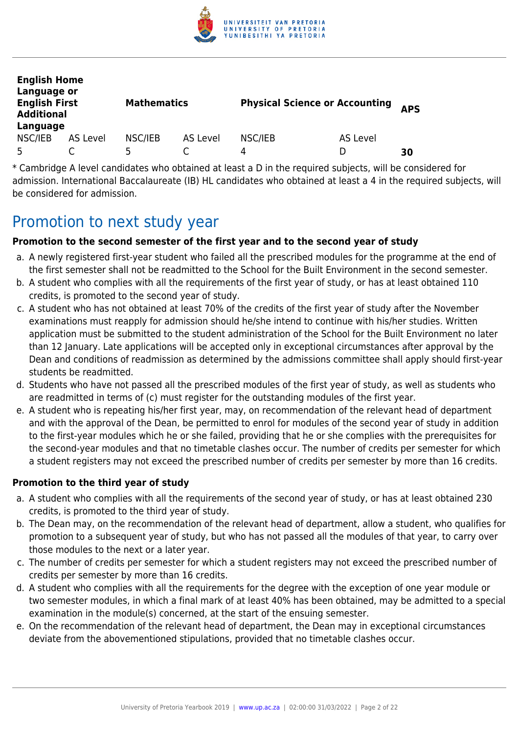| English Home Language or English First Additional Language | | Mathematics | | Physical Science or Accounting | | APS |
|---|---|---|---|---|---|---|
| NSC/IEB | AS Level | NSC/IEB | AS Level | NSC/IEB | AS Level | |
| 5 | C | 5 | C | 4 | D | **30** |

* Cambridge A level candidates who obtained at least a D in the required subjects, will be considered for admission. International Baccalaureate (IB) HL candidates who obtained at least a 4 in the required subjects, will be considered for admission.

## Promotion to next study year

**Promotion to the second semester of the first year and to the second year of study**

a. A newly registered first-year student who failed all the prescribed modules for the programme at the end of the first semester shall not be readmitted to the School for the Built Environment in the second semester.
b. A student who complies with all the requirements of the first year of study, or has at least obtained 110 credits, is promoted to the second year of study.
c. A student who has not obtained at least 70% of the credits of the first year of study after the November examinations must reapply for admission should he/she intend to continue with his/her studies. Written application must be submitted to the student administration of the School for the Built Environment no later than 12 January. Late applications will be accepted only in exceptional circumstances after approval by the Dean and conditions of readmission as determined by the admissions committee shall apply should first-year students be readmitted.
d. Students who have not passed all the prescribed modules of the first year of study, as well as students who are readmitted in terms of (c) must register for the outstanding modules of the first year.
e. A student who is repeating his/her first year, may, on recommendation of the relevant head of department and with the approval of the Dean, be permitted to enrol for modules of the second year of study in addition to the first-year modules which he or she failed, providing that he or she complies with the prerequisites for the second-year modules and that no timetable clashes occur. The number of credits per semester for which a student registers may not exceed the prescribed number of credits per semester by more than 16 credits.

**Promotion to the third year of study**

a. A student who complies with all the requirements of the second year of study, or has at least obtained 230 credits, is promoted to the third year of study.
b. The Dean may, on the recommendation of the relevant head of department, allow a student, who qualifies for promotion to a subsequent year of study, but who has not passed all the modules of that year, to carry over those modules to the next or a later year.
c. The number of credits per semester for which a student registers may not exceed the prescribed number of credits per semester by more than 16 credits.
d. A student who complies with all the requirements for the degree with the exception of one year module or two semester modules, in which a final mark of at least 40% has been obtained, may be admitted to a special examination in the module(s) concerned, at the start of the ensuing semester.
e. On the recommendation of the relevant head of department, the Dean may in exceptional circumstances deviate from the abovementioned stipulations, provided that no timetable clashes occur.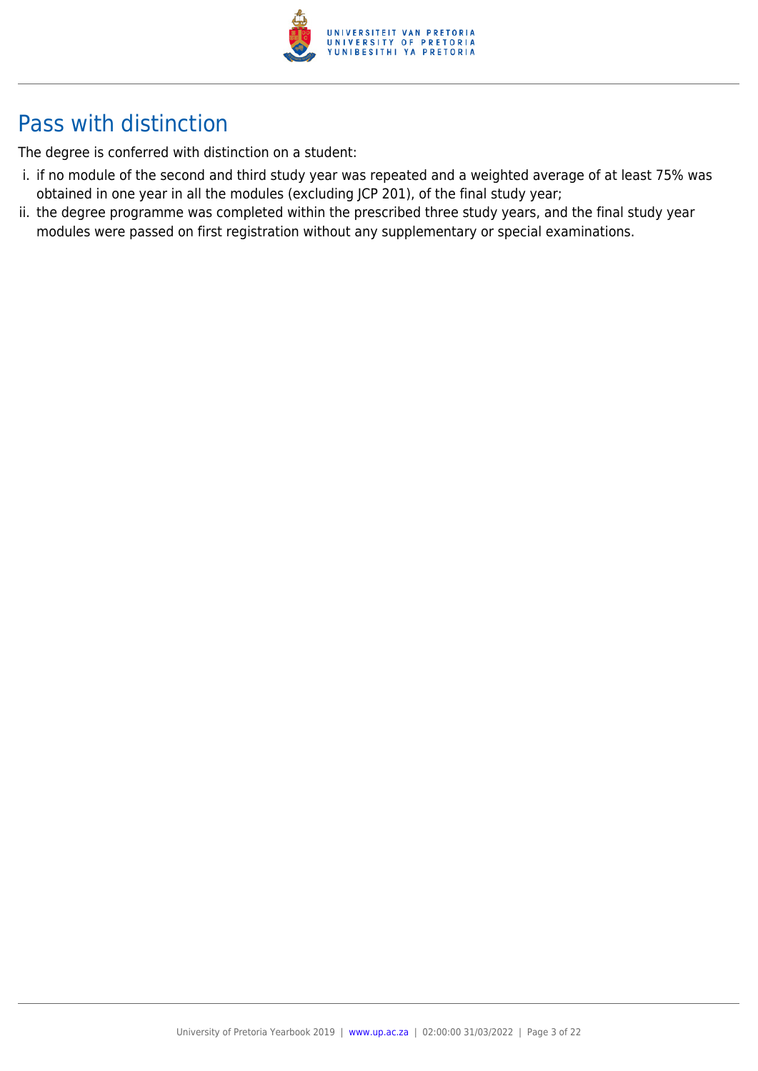## Pass with distinction

The degree is conferred with distinction on a student:

i. if no module of the second and third study year was repeated and a weighted average of at least 75% was obtained in one year in all the modules (excluding JCP 201), of the final study year;
ii. the degree programme was completed within the prescribed three study years, and the final study year modules were passed on first registration without any supplementary or special examinations.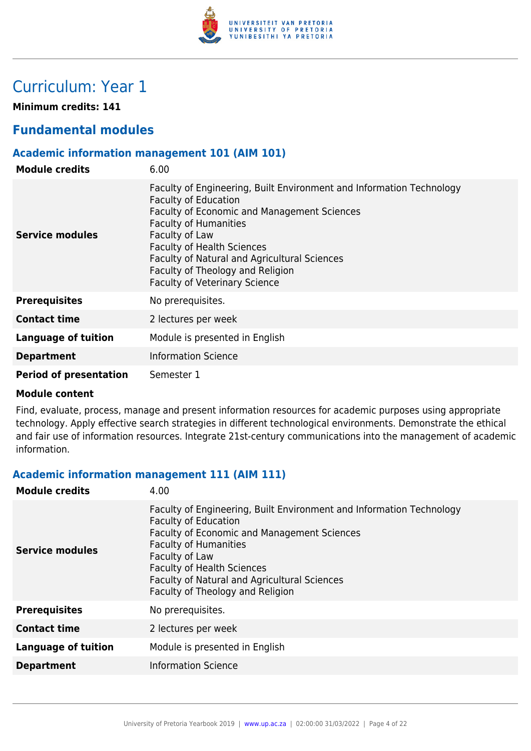# Curriculum: Year 1

**Minimum credits: 141**

## Fundamental modules

### Academic information management 101 (AIM 101)

| | |
|---|---|
| **Module credits** | 6.00 |
| **Service modules** | Faculty of Engineering, Built Environment and Information Technology<br>Faculty of Education<br>Faculty of Economic and Management Sciences<br>Faculty of Humanities<br>Faculty of Law<br>Faculty of Health Sciences<br>Faculty of Natural and Agricultural Sciences<br>Faculty of Theology and Religion<br>Faculty of Veterinary Science |
| **Prerequisites** | No prerequisites. |
| **Contact time** | 2 lectures per week |
| **Language of tuition** | Module is presented in English |
| **Department** | Information Science |
| **Period of presentation** | Semester 1 |

**Module content**

Find, evaluate, process, manage and present information resources for academic purposes using appropriate technology. Apply effective search strategies in different technological environments. Demonstrate the ethical and fair use of information resources. Integrate 21st-century communications into the management of academic information.

### Academic information management 111 (AIM 111)

| | |
|---|---|
| **Module credits** | 4.00 |
| **Service modules** | Faculty of Engineering, Built Environment and Information Technology<br>Faculty of Education<br>Faculty of Economic and Management Sciences<br>Faculty of Humanities<br>Faculty of Law<br>Faculty of Health Sciences<br>Faculty of Natural and Agricultural Sciences<br>Faculty of Theology and Religion |
| **Prerequisites** | No prerequisites. |
| **Contact time** | 2 lectures per week |
| **Language of tuition** | Module is presented in English |
| **Department** | Information Science |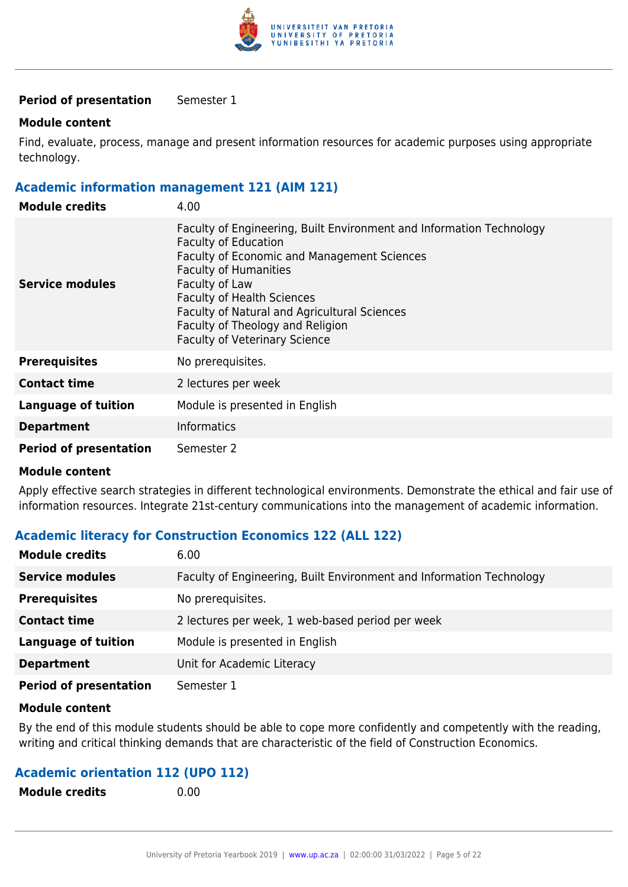| | |
|---|---|
| **Period of presentation** | Semester 1 |

**Module content**

Find, evaluate, process, manage and present information resources for academic purposes using appropriate technology.

### Academic information management 121 (AIM 121)

| | |
|---|---|
| **Module credits** | 4.00 |
| **Service modules** | Faculty of Engineering, Built Environment and Information Technology<br>Faculty of Education<br>Faculty of Economic and Management Sciences<br>Faculty of Humanities<br>Faculty of Law<br>Faculty of Health Sciences<br>Faculty of Natural and Agricultural Sciences<br>Faculty of Theology and Religion<br>Faculty of Veterinary Science |
| **Prerequisites** | No prerequisites. |
| **Contact time** | 2 lectures per week |
| **Language of tuition** | Module is presented in English |
| **Department** | Informatics |
| **Period of presentation** | Semester 2 |

**Module content**

Apply effective search strategies in different technological environments. Demonstrate the ethical and fair use of information resources. Integrate 21st-century communications into the management of academic information.

### Academic literacy for Construction Economics 122 (ALL 122)

| | |
|---|---|
| **Module credits** | 6.00 |
| **Service modules** | Faculty of Engineering, Built Environment and Information Technology |
| **Prerequisites** | No prerequisites. |
| **Contact time** | 2 lectures per week, 1 web-based period per week |
| **Language of tuition** | Module is presented in English |
| **Department** | Unit for Academic Literacy |
| **Period of presentation** | Semester 1 |

**Module content**

By the end of this module students should be able to cope more confidently and competently with the reading, writing and critical thinking demands that are characteristic of the field of Construction Economics.

### Academic orientation 112 (UPO 112)

| | |
|---|---|
| **Module credits** | 0.00 |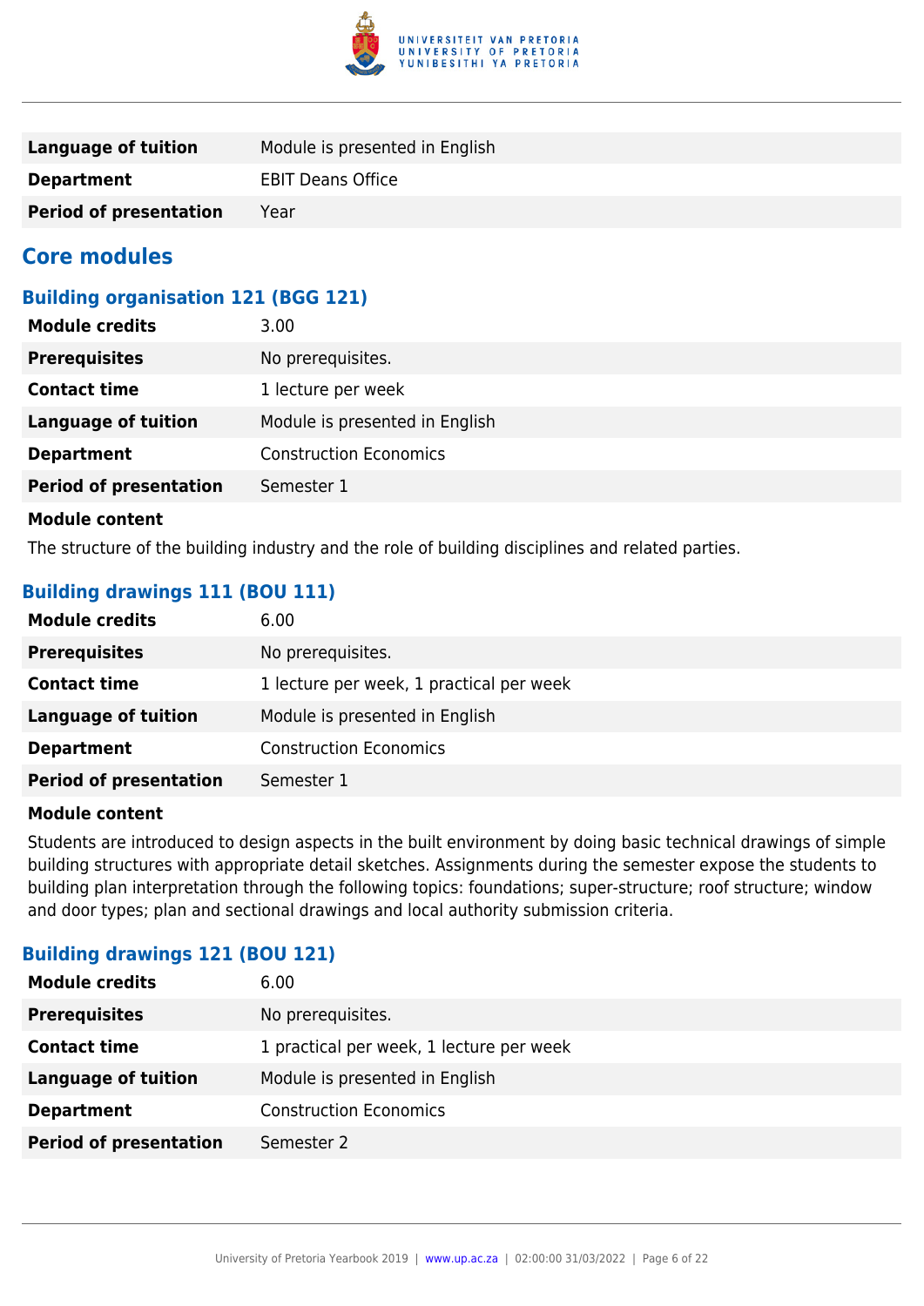| | |
|---|---|
| **Language of tuition** | Module is presented in English |
| **Department** | EBIT Deans Office |
| **Period of presentation** | Year |

## Core modules

### Building organisation 121 (BGG 121)

| | |
|---|---|
| **Module credits** | 3.00 |
| **Prerequisites** | No prerequisites. |
| **Contact time** | 1 lecture per week |
| **Language of tuition** | Module is presented in English |
| **Department** | Construction Economics |
| **Period of presentation** | Semester 1 |

**Module content**

The structure of the building industry and the role of building disciplines and related parties.

### Building drawings 111 (BOU 111)

| | |
|---|---|
| **Module credits** | 6.00 |
| **Prerequisites** | No prerequisites. |
| **Contact time** | 1 lecture per week, 1 practical per week |
| **Language of tuition** | Module is presented in English |
| **Department** | Construction Economics |
| **Period of presentation** | Semester 1 |

**Module content**

Students are introduced to design aspects in the built environment by doing basic technical drawings of simple building structures with appropriate detail sketches. Assignments during the semester expose the students to building plan interpretation through the following topics: foundations; super-structure; roof structure; window and door types; plan and sectional drawings and local authority submission criteria.

### Building drawings 121 (BOU 121)

| | |
|---|---|
| **Module credits** | 6.00 |
| **Prerequisites** | No prerequisites. |
| **Contact time** | 1 practical per week, 1 lecture per week |
| **Language of tuition** | Module is presented in English |
| **Department** | Construction Economics |
| **Period of presentation** | Semester 2 |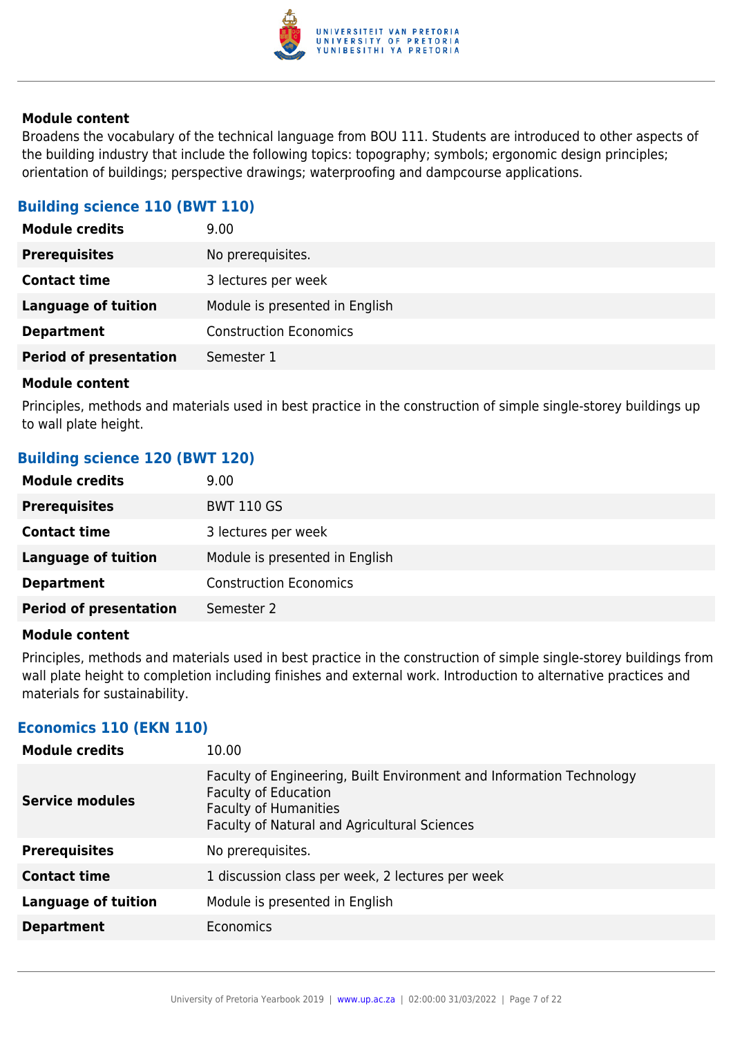**Module content**

Broadens the vocabulary of the technical language from BOU 111. Students are introduced to other aspects of the building industry that include the following topics: topography; symbols; ergonomic design principles; orientation of buildings; perspective drawings; waterproofing and dampcourse applications.

### Building science 110 (BWT 110)

| | |
|---|---|
| **Module credits** | 9.00 |
| **Prerequisites** | No prerequisites. |
| **Contact time** | 3 lectures per week |
| **Language of tuition** | Module is presented in English |
| **Department** | Construction Economics |
| **Period of presentation** | Semester 1 |

**Module content**

Principles, methods and materials used in best practice in the construction of simple single-storey buildings up to wall plate height.

### Building science 120 (BWT 120)

| | |
|---|---|
| **Module credits** | 9.00 |
| **Prerequisites** | BWT 110 GS |
| **Contact time** | 3 lectures per week |
| **Language of tuition** | Module is presented in English |
| **Department** | Construction Economics |
| **Period of presentation** | Semester 2 |

**Module content**

Principles, methods and materials used in best practice in the construction of simple single-storey buildings from wall plate height to completion including finishes and external work. Introduction to alternative practices and materials for sustainability.

### Economics 110 (EKN 110)

| | |
|---|---|
| **Module credits** | 10.00 |
| **Service modules** | Faculty of Engineering, Built Environment and Information Technology<br>Faculty of Education<br>Faculty of Humanities<br>Faculty of Natural and Agricultural Sciences |
| **Prerequisites** | No prerequisites. |
| **Contact time** | 1 discussion class per week, 2 lectures per week |
| **Language of tuition** | Module is presented in English |
| **Department** | Economics |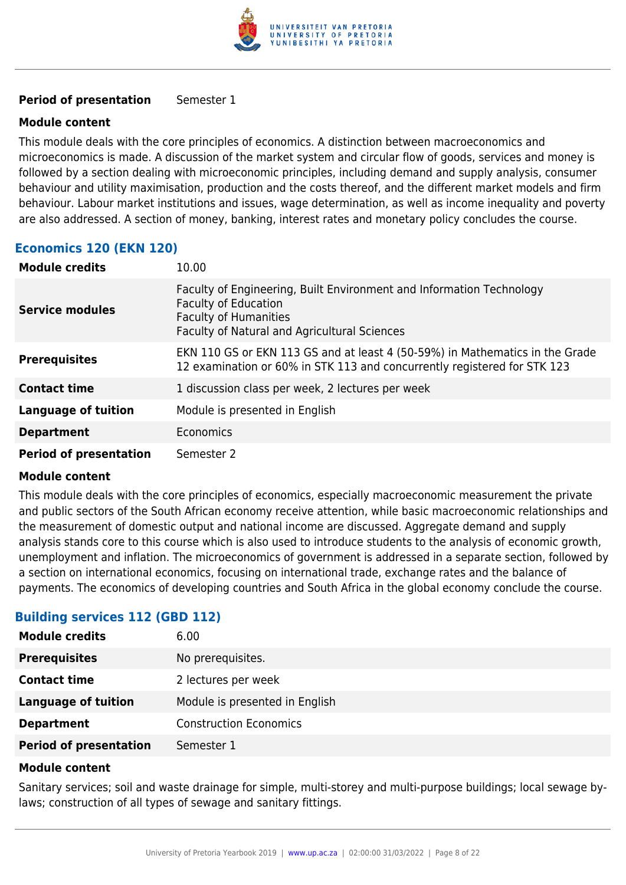| | |
|---|---|
| **Period of presentation** | Semester 1 |

**Module content**

This module deals with the core principles of economics. A distinction between macroeconomics and microeconomics is made. A discussion of the market system and circular flow of goods, services and money is followed by a section dealing with microeconomic principles, including demand and supply analysis, consumer behaviour and utility maximisation, production and the costs thereof, and the different market models and firm behaviour. Labour market institutions and issues, wage determination, as well as income inequality and poverty are also addressed. A section of money, banking, interest rates and monetary policy concludes the course.

### Economics 120 (EKN 120)

| | |
|---|---|
| **Module credits** | 10.00 |
| **Service modules** | Faculty of Engineering, Built Environment and Information Technology<br>Faculty of Education<br>Faculty of Humanities<br>Faculty of Natural and Agricultural Sciences |
| **Prerequisites** | EKN 110 GS or EKN 113 GS and at least 4 (50-59%) in Mathematics in the Grade 12 examination or 60% in STK 113 and concurrently registered for STK 123 |
| **Contact time** | 1 discussion class per week, 2 lectures per week |
| **Language of tuition** | Module is presented in English |
| **Department** | Economics |
| **Period of presentation** | Semester 2 |

**Module content**

This module deals with the core principles of economics, especially macroeconomic measurement the private and public sectors of the South African economy receive attention, while basic macroeconomic relationships and the measurement of domestic output and national income are discussed. Aggregate demand and supply analysis stands core to this course which is also used to introduce students to the analysis of economic growth, unemployment and inflation. The microeconomics of government is addressed in a separate section, followed by a section on international economics, focusing on international trade, exchange rates and the balance of payments. The economics of developing countries and South Africa in the global economy conclude the course.

### Building services 112 (GBD 112)

| | |
|---|---|
| **Module credits** | 6.00 |
| **Prerequisites** | No prerequisites. |
| **Contact time** | 2 lectures per week |
| **Language of tuition** | Module is presented in English |
| **Department** | Construction Economics |
| **Period of presentation** | Semester 1 |

**Module content**

Sanitary services; soil and waste drainage for simple, multi-storey and multi-purpose buildings; local sewage by-laws; construction of all types of sewage and sanitary fittings.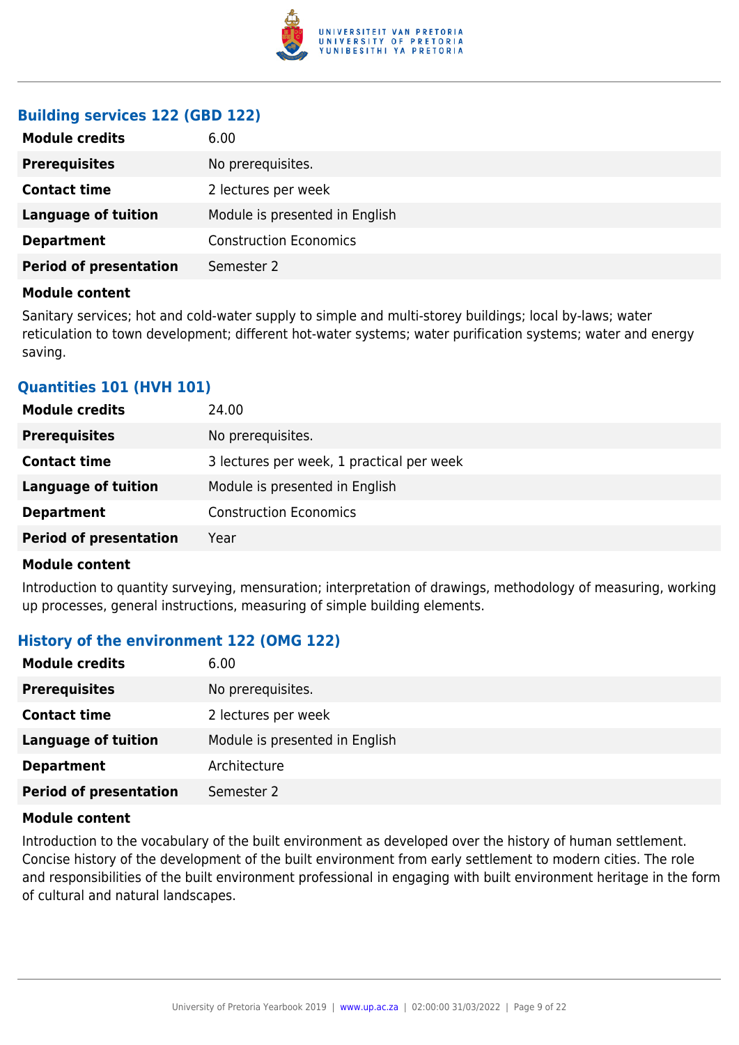### Building services 122 (GBD 122)

| | |
|---|---|
| **Module credits** | 6.00 |
| **Prerequisites** | No prerequisites. |
| **Contact time** | 2 lectures per week |
| **Language of tuition** | Module is presented in English |
| **Department** | Construction Economics |
| **Period of presentation** | Semester 2 |

**Module content**

Sanitary services; hot and cold-water supply to simple and multi-storey buildings; local by-laws; water reticulation to town development; different hot-water systems; water purification systems; water and energy saving.

### Quantities 101 (HVH 101)

| | |
|---|---|
| **Module credits** | 24.00 |
| **Prerequisites** | No prerequisites. |
| **Contact time** | 3 lectures per week, 1 practical per week |
| **Language of tuition** | Module is presented in English |
| **Department** | Construction Economics |
| **Period of presentation** | Year |

**Module content**

Introduction to quantity surveying, mensuration; interpretation of drawings, methodology of measuring, working up processes, general instructions, measuring of simple building elements.

### History of the environment 122 (OMG 122)

| | |
|---|---|
| **Module credits** | 6.00 |
| **Prerequisites** | No prerequisites. |
| **Contact time** | 2 lectures per week |
| **Language of tuition** | Module is presented in English |
| **Department** | Architecture |
| **Period of presentation** | Semester 2 |

**Module content**

Introduction to the vocabulary of the built environment as developed over the history of human settlement. Concise history of the development of the built environment from early settlement to modern cities. The role and responsibilities of the built environment professional in engaging with built environment heritage in the form of cultural and natural landscapes.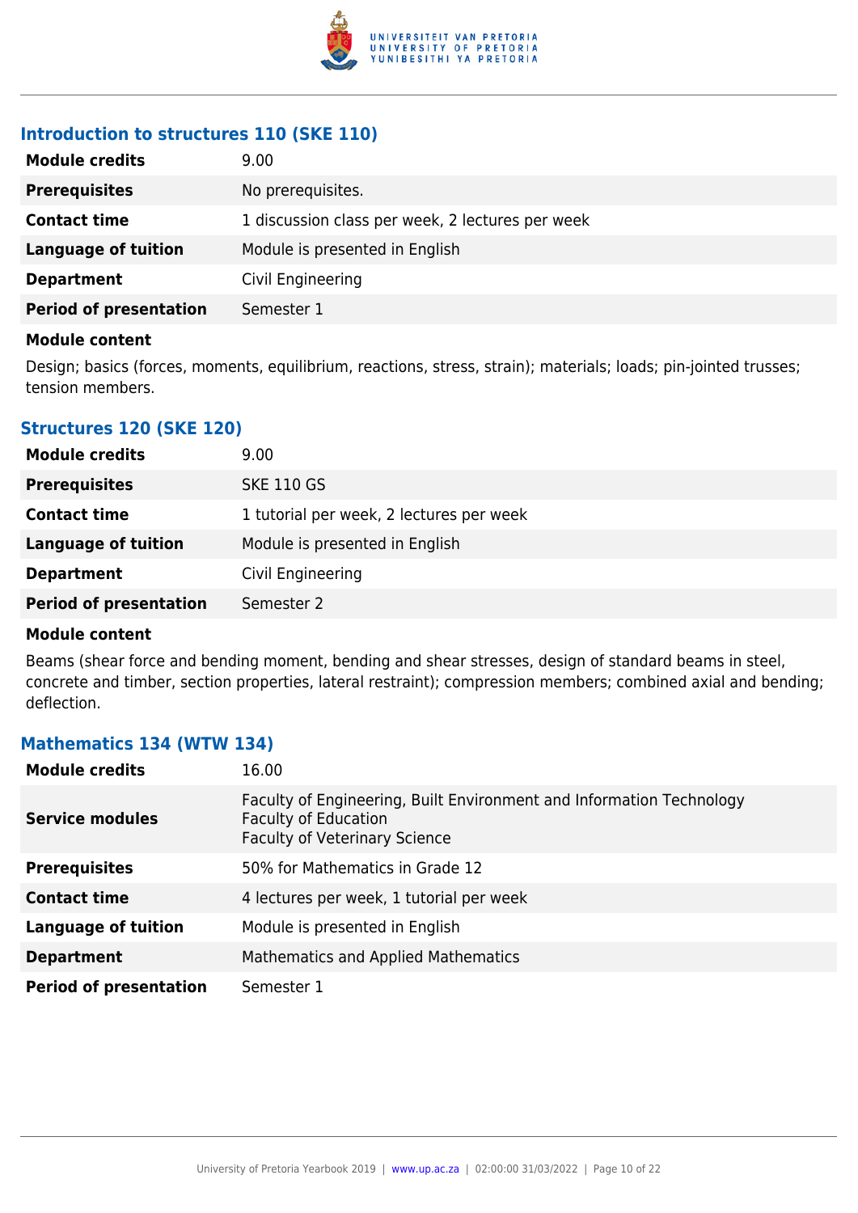### Introduction to structures 110 (SKE 110)

| | |
|---|---|
| **Module credits** | 9.00 |
| **Prerequisites** | No prerequisites. |
| **Contact time** | 1 discussion class per week, 2 lectures per week |
| **Language of tuition** | Module is presented in English |
| **Department** | Civil Engineering |
| **Period of presentation** | Semester 1 |

**Module content**

Design; basics (forces, moments, equilibrium, reactions, stress, strain); materials; loads; pin-jointed trusses; tension members.

### Structures 120 (SKE 120)

| | |
|---|---|
| **Module credits** | 9.00 |
| **Prerequisites** | SKE 110 GS |
| **Contact time** | 1 tutorial per week, 2 lectures per week |
| **Language of tuition** | Module is presented in English |
| **Department** | Civil Engineering |
| **Period of presentation** | Semester 2 |

**Module content**

Beams (shear force and bending moment, bending and shear stresses, design of standard beams in steel, concrete and timber, section properties, lateral restraint); compression members; combined axial and bending; deflection.

### Mathematics 134 (WTW 134)

| | |
|---|---|
| **Module credits** | 16.00 |
| **Service modules** | Faculty of Engineering, Built Environment and Information Technology<br>Faculty of Education<br>Faculty of Veterinary Science |
| **Prerequisites** | 50% for Mathematics in Grade 12 |
| **Contact time** | 4 lectures per week, 1 tutorial per week |
| **Language of tuition** | Module is presented in English |
| **Department** | Mathematics and Applied Mathematics |
| **Period of presentation** | Semester 1 |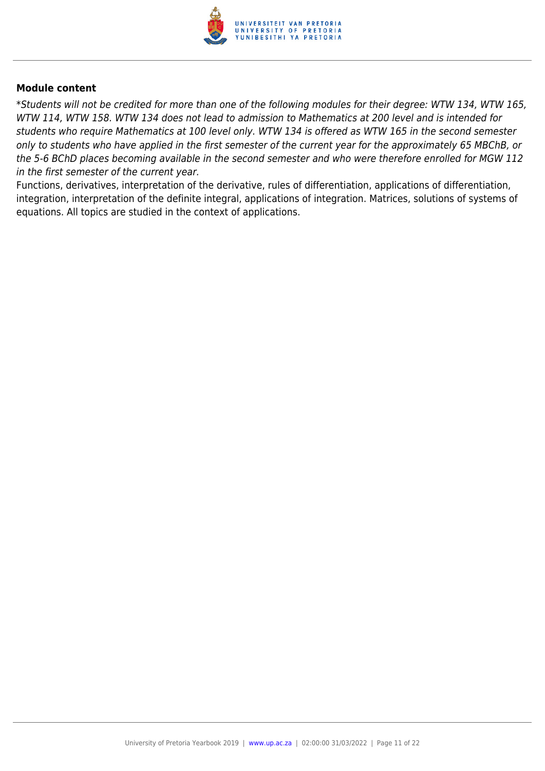**Module content**

*\*Students will not be credited for more than one of the following modules for their degree: WTW 134, WTW 165, WTW 114, WTW 158. WTW 134 does not lead to admission to Mathematics at 200 level and is intended for students who require Mathematics at 100 level only. WTW 134 is offered as WTW 165 in the second semester only to students who have applied in the first semester of the current year for the approximately 65 MBChB, or the 5-6 BChD places becoming available in the second semester and who were therefore enrolled for MGW 112 in the first semester of the current year.*

Functions, derivatives, interpretation of the derivative, rules of differentiation, applications of differentiation, integration, interpretation of the definite integral, applications of integration. Matrices, solutions of systems of equations. All topics are studied in the context of applications.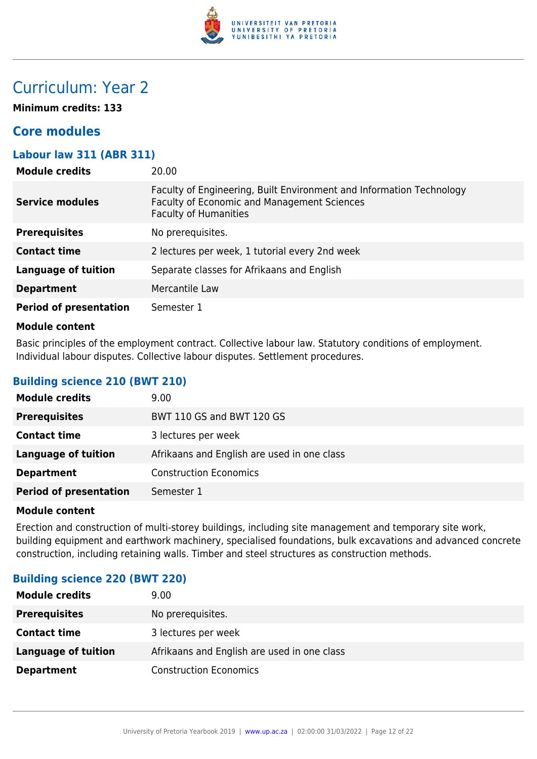# Curriculum: Year 2

**Minimum credits: 133**

## Core modules

### Labour law 311 (ABR 311)

| | |
|---|---|
| **Module credits** | 20.00 |
| **Service modules** | Faculty of Engineering, Built Environment and Information Technology<br>Faculty of Economic and Management Sciences<br>Faculty of Humanities |
| **Prerequisites** | No prerequisites. |
| **Contact time** | 2 lectures per week, 1 tutorial every 2nd week |
| **Language of tuition** | Separate classes for Afrikaans and English |
| **Department** | Mercantile Law |
| **Period of presentation** | Semester 1 |

**Module content**

Basic principles of the employment contract. Collective labour law. Statutory conditions of employment. Individual labour disputes. Collective labour disputes. Settlement procedures.

### Building science 210 (BWT 210)

| | |
|---|---|
| **Module credits** | 9.00 |
| **Prerequisites** | BWT 110 GS and BWT 120 GS |
| **Contact time** | 3 lectures per week |
| **Language of tuition** | Afrikaans and English are used in one class |
| **Department** | Construction Economics |
| **Period of presentation** | Semester 1 |

**Module content**

Erection and construction of multi-storey buildings, including site management and temporary site work, building equipment and earthwork machinery, specialised foundations, bulk excavations and advanced concrete construction, including retaining walls. Timber and steel structures as construction methods.

### Building science 220 (BWT 220)

| | |
|---|---|
| **Module credits** | 9.00 |
| **Prerequisites** | No prerequisites. |
| **Contact time** | 3 lectures per week |
| **Language of tuition** | Afrikaans and English are used in one class |
| **Department** | Construction Economics |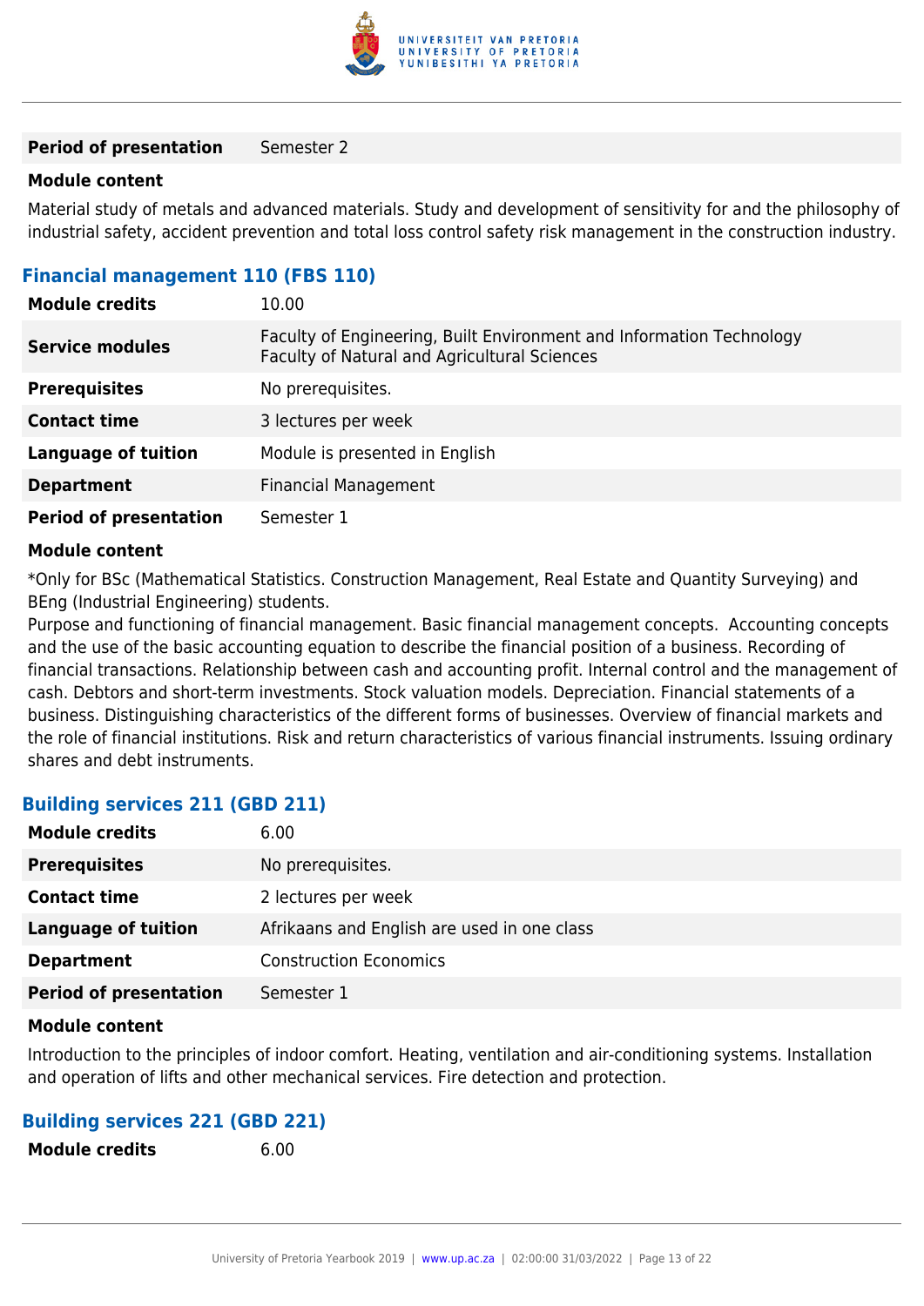| | |
|---|---|
| **Period of presentation** | Semester 2 |

**Module content**

Material study of metals and advanced materials. Study and development of sensitivity for and the philosophy of industrial safety, accident prevention and total loss control safety risk management in the construction industry.

### Financial management 110 (FBS 110)

| | |
|---|---|
| **Module credits** | 10.00 |
| **Service modules** | Faculty of Engineering, Built Environment and Information Technology<br>Faculty of Natural and Agricultural Sciences |
| **Prerequisites** | No prerequisites. |
| **Contact time** | 3 lectures per week |
| **Language of tuition** | Module is presented in English |
| **Department** | Financial Management |
| **Period of presentation** | Semester 1 |

**Module content**

*Only for BSc (Mathematical Statistics. Construction Management, Real Estate and Quantity Surveying) and BEng (Industrial Engineering) students.
Purpose and functioning of financial management. Basic financial management concepts. Accounting concepts and the use of the basic accounting equation to describe the financial position of a business. Recording of financial transactions. Relationship between cash and accounting profit. Internal control and the management of cash. Debtors and short-term investments. Stock valuation models. Depreciation. Financial statements of a business. Distinguishing characteristics of the different forms of businesses. Overview of financial markets and the role of financial institutions. Risk and return characteristics of various financial instruments. Issuing ordinary shares and debt instruments.

### Building services 211 (GBD 211)

| | |
|---|---|
| **Module credits** | 6.00 |
| **Prerequisites** | No prerequisites. |
| **Contact time** | 2 lectures per week |
| **Language of tuition** | Afrikaans and English are used in one class |
| **Department** | Construction Economics |
| **Period of presentation** | Semester 1 |

**Module content**

Introduction to the principles of indoor comfort. Heating, ventilation and air-conditioning systems. Installation and operation of lifts and other mechanical services. Fire detection and protection.

### Building services 221 (GBD 221)

| | |
|---|---|
| **Module credits** | 6.00 |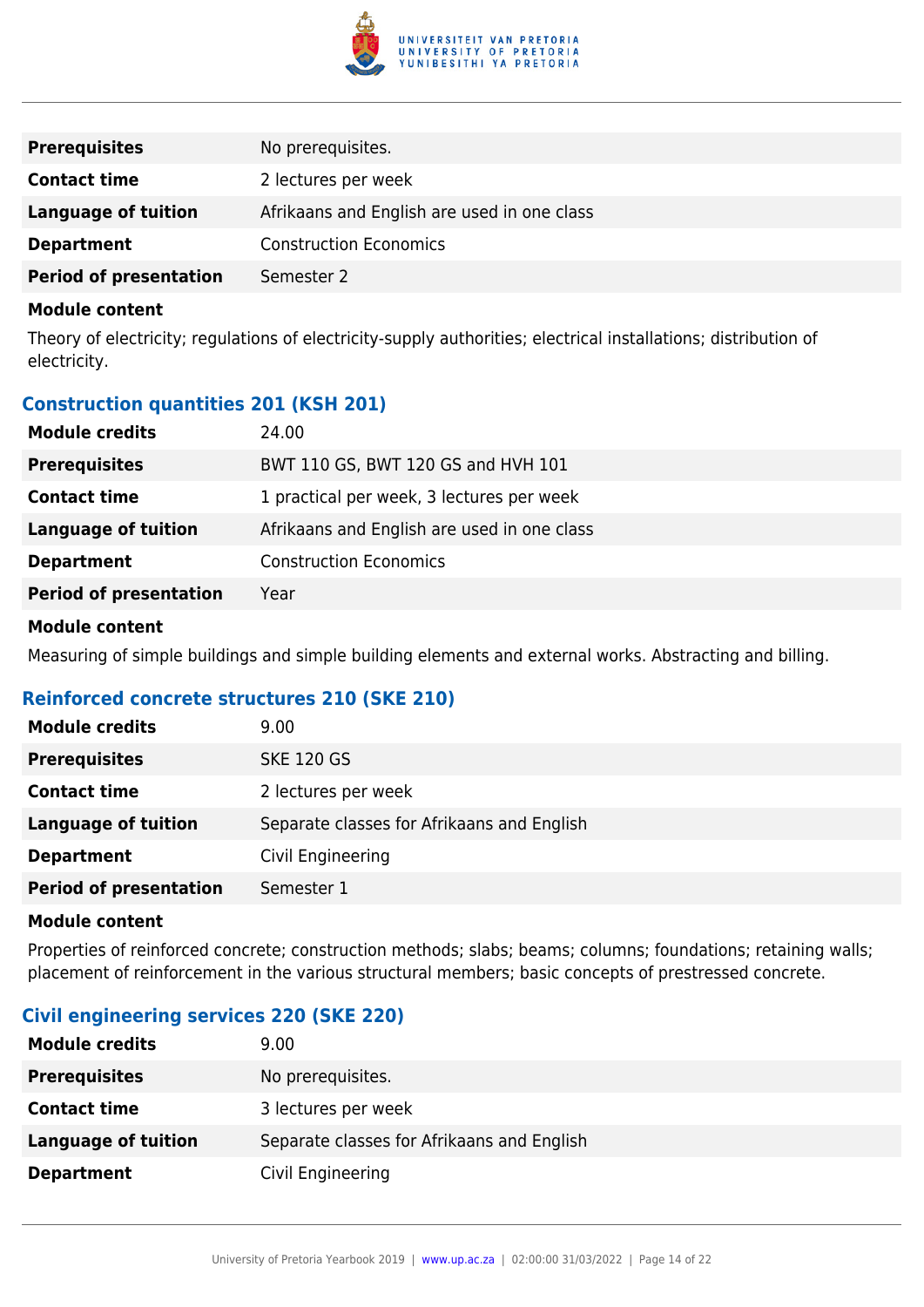| | |
|---|---|
| **Prerequisites** | No prerequisites. |
| **Contact time** | 2 lectures per week |
| **Language of tuition** | Afrikaans and English are used in one class |
| **Department** | Construction Economics |
| **Period of presentation** | Semester 2 |

**Module content**

Theory of electricity; regulations of electricity-supply authorities; electrical installations; distribution of electricity.

### Construction quantities 201 (KSH 201)

| | |
|---|---|
| **Module credits** | 24.00 |
| **Prerequisites** | BWT 110 GS, BWT 120 GS and HVH 101 |
| **Contact time** | 1 practical per week, 3 lectures per week |
| **Language of tuition** | Afrikaans and English are used in one class |
| **Department** | Construction Economics |
| **Period of presentation** | Year |

**Module content**

Measuring of simple buildings and simple building elements and external works. Abstracting and billing.

### Reinforced concrete structures 210 (SKE 210)

| | |
|---|---|
| **Module credits** | 9.00 |
| **Prerequisites** | SKE 120 GS |
| **Contact time** | 2 lectures per week |
| **Language of tuition** | Separate classes for Afrikaans and English |
| **Department** | Civil Engineering |
| **Period of presentation** | Semester 1 |

**Module content**

Properties of reinforced concrete; construction methods; slabs; beams; columns; foundations; retaining walls; placement of reinforcement in the various structural members; basic concepts of prestressed concrete.

### Civil engineering services 220 (SKE 220)

| | |
|---|---|
| **Module credits** | 9.00 |
| **Prerequisites** | No prerequisites. |
| **Contact time** | 3 lectures per week |
| **Language of tuition** | Separate classes for Afrikaans and English |
| **Department** | Civil Engineering |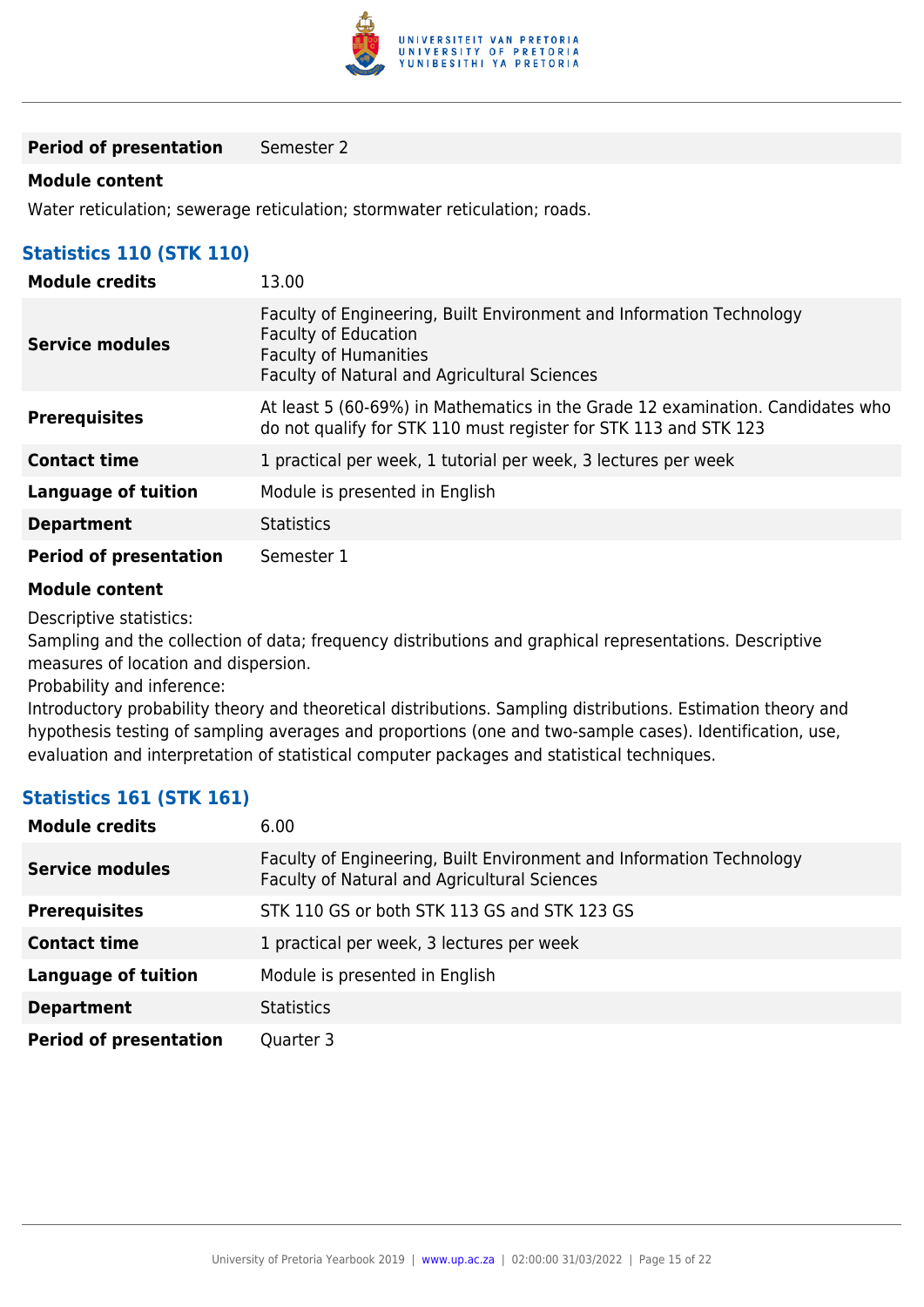| | |
|---|---|
| **Period of presentation** | Semester 2 |

**Module content**

Water reticulation; sewerage reticulation; stormwater reticulation; roads.

### Statistics 110 (STK 110)

| | |
|---|---|
| **Module credits** | 13.00 |
| **Service modules** | Faculty of Engineering, Built Environment and Information Technology<br>Faculty of Education<br>Faculty of Humanities<br>Faculty of Natural and Agricultural Sciences |
| **Prerequisites** | At least 5 (60-69%) in Mathematics in the Grade 12 examination. Candidates who do not qualify for STK 110 must register for STK 113 and STK 123 |
| **Contact time** | 1 practical per week, 1 tutorial per week, 3 lectures per week |
| **Language of tuition** | Module is presented in English |
| **Department** | Statistics |
| **Period of presentation** | Semester 1 |

**Module content**

Descriptive statistics:
Sampling and the collection of data; frequency distributions and graphical representations. Descriptive measures of location and dispersion.
Probability and inference:
Introductory probability theory and theoretical distributions. Sampling distributions. Estimation theory and hypothesis testing of sampling averages and proportions (one and two-sample cases). Identification, use, evaluation and interpretation of statistical computer packages and statistical techniques.

### Statistics 161 (STK 161)

| | |
|---|---|
| **Module credits** | 6.00 |
| **Service modules** | Faculty of Engineering, Built Environment and Information Technology<br>Faculty of Natural and Agricultural Sciences |
| **Prerequisites** | STK 110 GS or both STK 113 GS and STK 123 GS |
| **Contact time** | 1 practical per week, 3 lectures per week |
| **Language of tuition** | Module is presented in English |
| **Department** | Statistics |
| **Period of presentation** | Quarter 3 |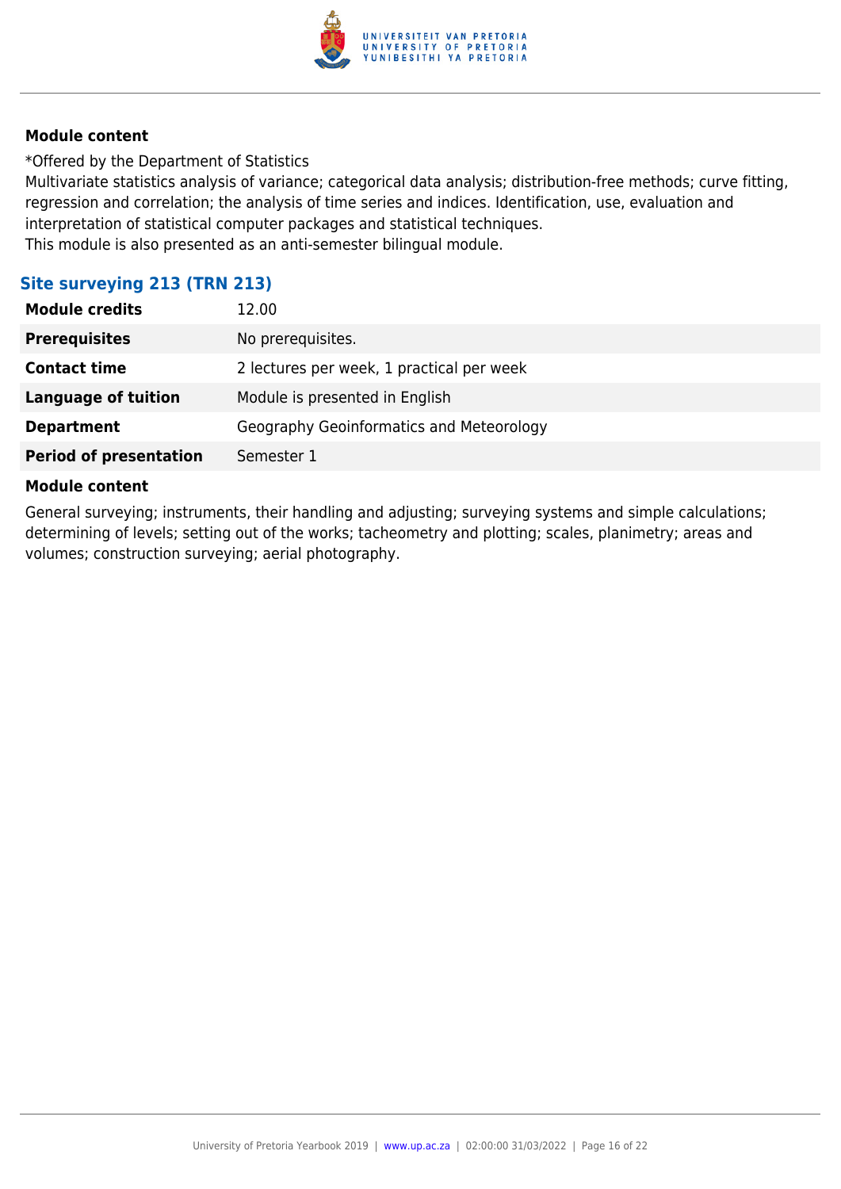**Module content**

*Offered by the Department of Statistics
Multivariate statistics analysis of variance; categorical data analysis; distribution-free methods; curve fitting, regression and correlation; the analysis of time series and indices. Identification, use, evaluation and interpretation of statistical computer packages and statistical techniques.
This module is also presented as an anti-semester bilingual module.

## Site surveying 213 (TRN 213)

| | |
|---|---|
| **Module credits** | 12.00 |
| **Prerequisites** | No prerequisites. |
| **Contact time** | 2 lectures per week, 1 practical per week |
| **Language of tuition** | Module is presented in English |
| **Department** | Geography Geoinformatics and Meteorology |
| **Period of presentation** | Semester 1 |

**Module content**

General surveying; instruments, their handling and adjusting; surveying systems and simple calculations; determining of levels; setting out of the works; tacheometry and plotting; scales, planimetry; areas and volumes; construction surveying; aerial photography.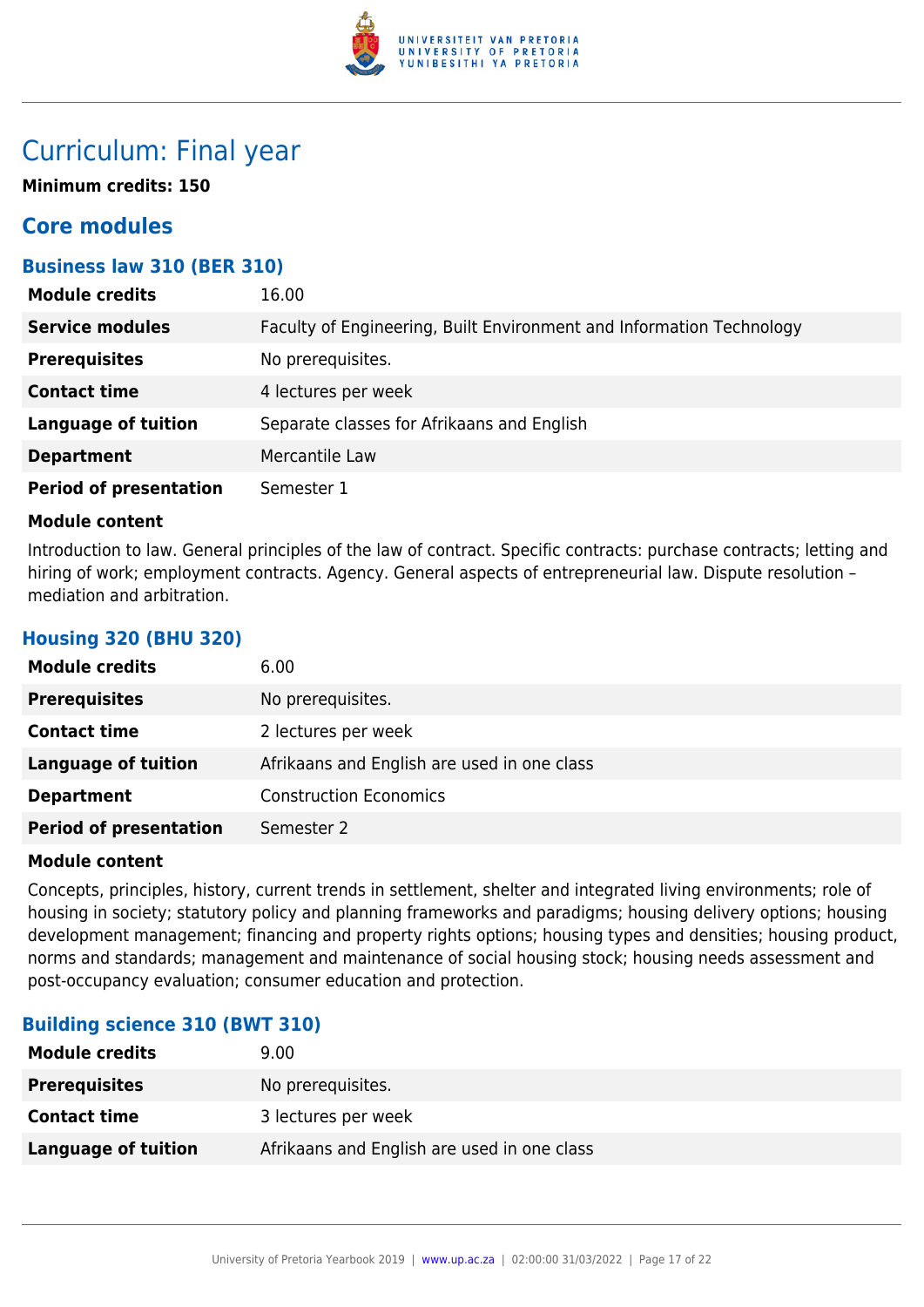# Curriculum: Final year

**Minimum credits: 150**

## Core modules

### Business law 310 (BER 310)

| | |
|---|---|
| **Module credits** | 16.00 |
| **Service modules** | Faculty of Engineering, Built Environment and Information Technology |
| **Prerequisites** | No prerequisites. |
| **Contact time** | 4 lectures per week |
| **Language of tuition** | Separate classes for Afrikaans and English |
| **Department** | Mercantile Law |
| **Period of presentation** | Semester 1 |

**Module content**

Introduction to law. General principles of the law of contract. Specific contracts: purchase contracts; letting and hiring of work; employment contracts. Agency. General aspects of entrepreneurial law. Dispute resolution – mediation and arbitration.

### Housing 320 (BHU 320)

| | |
|---|---|
| **Module credits** | 6.00 |
| **Prerequisites** | No prerequisites. |
| **Contact time** | 2 lectures per week |
| **Language of tuition** | Afrikaans and English are used in one class |
| **Department** | Construction Economics |
| **Period of presentation** | Semester 2 |

**Module content**

Concepts, principles, history, current trends in settlement, shelter and integrated living environments; role of housing in society; statutory policy and planning frameworks and paradigms; housing delivery options; housing development management; financing and property rights options; housing types and densities; housing product, norms and standards; management and maintenance of social housing stock; housing needs assessment and post-occupancy evaluation; consumer education and protection.

### Building science 310 (BWT 310)

| | |
|---|---|
| **Module credits** | 9.00 |
| **Prerequisites** | No prerequisites. |
| **Contact time** | 3 lectures per week |
| **Language of tuition** | Afrikaans and English are used in one class |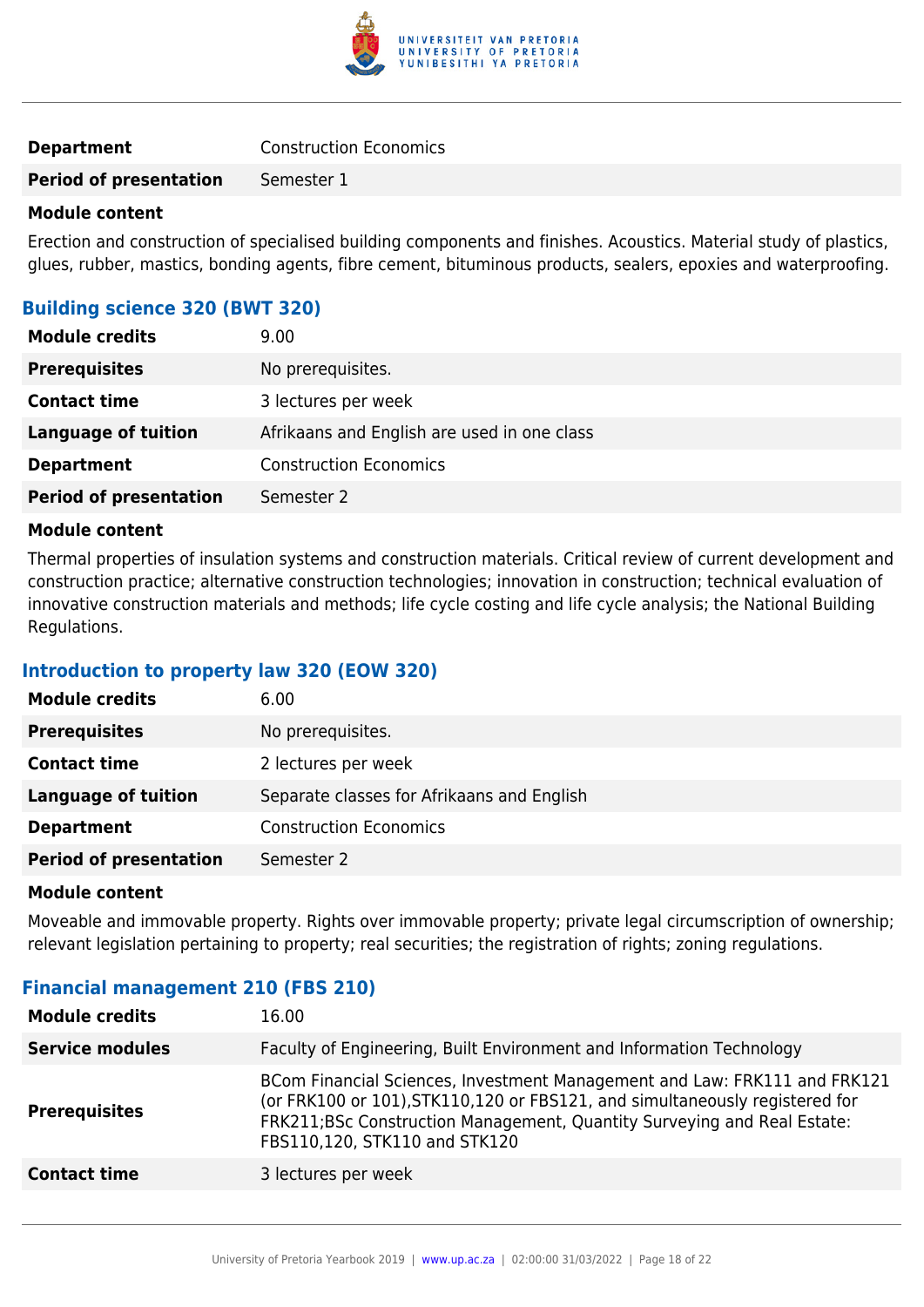| | |
|---|---|
| **Department** | Construction Economics |
| **Period of presentation** | Semester 1 |

**Module content**

Erection and construction of specialised building components and finishes. Acoustics. Material study of plastics, glues, rubber, mastics, bonding agents, fibre cement, bituminous products, sealers, epoxies and waterproofing.

### Building science 320 (BWT 320)

| | |
|---|---|
| **Module credits** | 9.00 |
| **Prerequisites** | No prerequisites. |
| **Contact time** | 3 lectures per week |
| **Language of tuition** | Afrikaans and English are used in one class |
| **Department** | Construction Economics |
| **Period of presentation** | Semester 2 |

**Module content**

Thermal properties of insulation systems and construction materials. Critical review of current development and construction practice; alternative construction technologies; innovation in construction; technical evaluation of innovative construction materials and methods; life cycle costing and life cycle analysis; the National Building Regulations.

### Introduction to property law 320 (EOW 320)

| | |
|---|---|
| **Module credits** | 6.00 |
| **Prerequisites** | No prerequisites. |
| **Contact time** | 2 lectures per week |
| **Language of tuition** | Separate classes for Afrikaans and English |
| **Department** | Construction Economics |
| **Period of presentation** | Semester 2 |

**Module content**

Moveable and immovable property. Rights over immovable property; private legal circumscription of ownership; relevant legislation pertaining to property; real securities; the registration of rights; zoning regulations.

### Financial management 210 (FBS 210)

| | |
|---|---|
| **Module credits** | 16.00 |
| **Service modules** | Faculty of Engineering, Built Environment and Information Technology |
| **Prerequisites** | BCom Financial Sciences, Investment Management and Law: FRK111 and FRK121 (or FRK100 or 101),STK110,120 or FBS121, and simultaneously registered for FRK211;BSc Construction Management, Quantity Surveying and Real Estate: FBS110,120, STK110 and STK120 |
| **Contact time** | 3 lectures per week |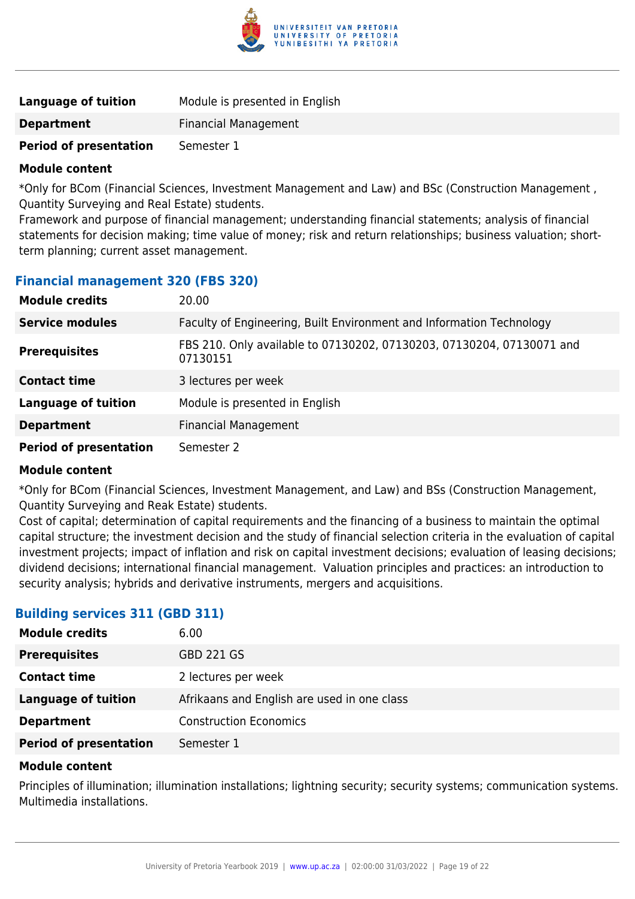| | |
|---|---|
| **Language of tuition** | Module is presented in English |
| **Department** | Financial Management |
| **Period of presentation** | Semester 1 |

**Module content**

*Only for BCom (Financial Sciences, Investment Management and Law) and BSc (Construction Management , Quantity Surveying and Real Estate) students.
Framework and purpose of financial management; understanding financial statements; analysis of financial statements for decision making; time value of money; risk and return relationships; business valuation; short-term planning; current asset management.

### Financial management 320 (FBS 320)

| | |
|---|---|
| **Module credits** | 20.00 |
| **Service modules** | Faculty of Engineering, Built Environment and Information Technology |
| **Prerequisites** | FBS 210. Only available to 07130202, 07130203, 07130204, 07130071 and 07130151 |
| **Contact time** | 3 lectures per week |
| **Language of tuition** | Module is presented in English |
| **Department** | Financial Management |
| **Period of presentation** | Semester 2 |

**Module content**

*Only for BCom (Financial Sciences, Investment Management, and Law) and BSs (Construction Management, Quantity Surveying and Reak Estate) students.
Cost of capital; determination of capital requirements and the financing of a business to maintain the optimal capital structure; the investment decision and the study of financial selection criteria in the evaluation of capital investment projects; impact of inflation and risk on capital investment decisions; evaluation of leasing decisions; dividend decisions; international financial management. Valuation principles and practices: an introduction to security analysis; hybrids and derivative instruments, mergers and acquisitions.

### Building services 311 (GBD 311)

| | |
|---|---|
| **Module credits** | 6.00 |
| **Prerequisites** | GBD 221 GS |
| **Contact time** | 2 lectures per week |
| **Language of tuition** | Afrikaans and English are used in one class |
| **Department** | Construction Economics |
| **Period of presentation** | Semester 1 |

**Module content**

Principles of illumination; illumination installations; lightning security; security systems; communication systems. Multimedia installations.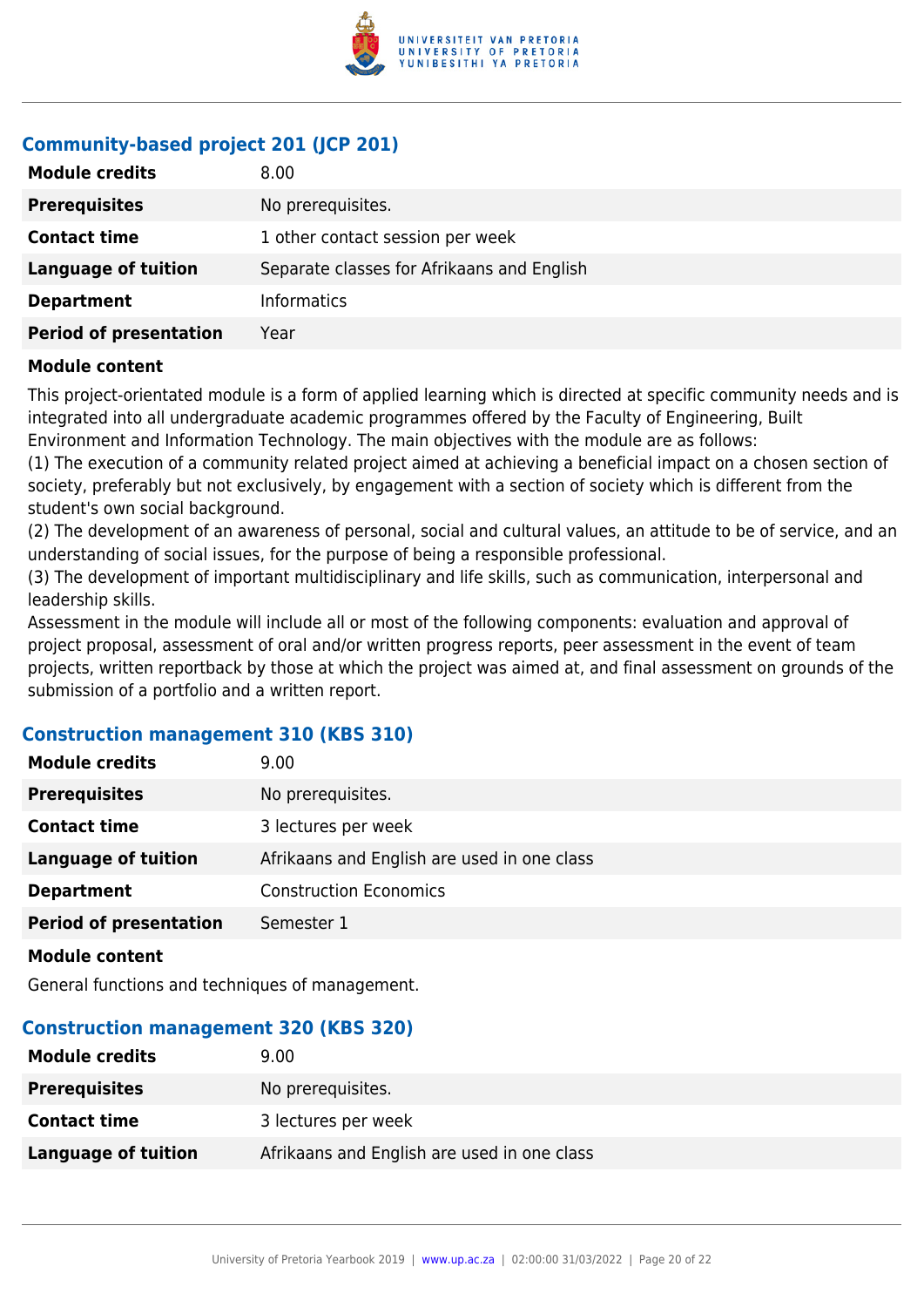### Community-based project 201 (JCP 201)

| | |
|---|---|
| **Module credits** | 8.00 |
| **Prerequisites** | No prerequisites. |
| **Contact time** | 1 other contact session per week |
| **Language of tuition** | Separate classes for Afrikaans and English |
| **Department** | Informatics |
| **Period of presentation** | Year |

**Module content**

This project-orientated module is a form of applied learning which is directed at specific community needs and is integrated into all undergraduate academic programmes offered by the Faculty of Engineering, Built Environment and Information Technology. The main objectives with the module are as follows:
(1) The execution of a community related project aimed at achieving a beneficial impact on a chosen section of society, preferably but not exclusively, by engagement with a section of society which is different from the student's own social background.
(2) The development of an awareness of personal, social and cultural values, an attitude to be of service, and an understanding of social issues, for the purpose of being a responsible professional.
(3) The development of important multidisciplinary and life skills, such as communication, interpersonal and leadership skills.
Assessment in the module will include all or most of the following components: evaluation and approval of project proposal, assessment of oral and/or written progress reports, peer assessment in the event of team projects, written reportback by those at which the project was aimed at, and final assessment on grounds of the submission of a portfolio and a written report.

### Construction management 310 (KBS 310)

| | |
|---|---|
| **Module credits** | 9.00 |
| **Prerequisites** | No prerequisites. |
| **Contact time** | 3 lectures per week |
| **Language of tuition** | Afrikaans and English are used in one class |
| **Department** | Construction Economics |
| **Period of presentation** | Semester 1 |

**Module content**

General functions and techniques of management.

### Construction management 320 (KBS 320)

| | |
|---|---|
| **Module credits** | 9.00 |
| **Prerequisites** | No prerequisites. |
| **Contact time** | 3 lectures per week |
| **Language of tuition** | Afrikaans and English are used in one class |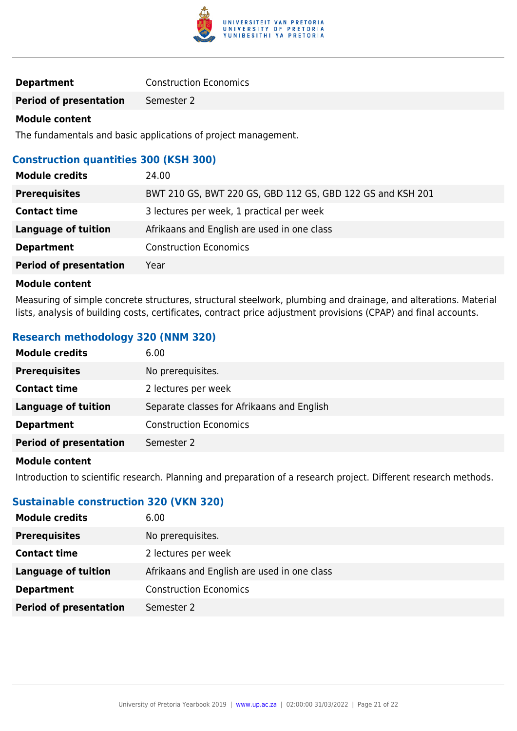| | |
|---|---|
| **Department** | Construction Economics |
| **Period of presentation** | Semester 2 |

**Module content**

The fundamentals and basic applications of project management.

### Construction quantities 300 (KSH 300)

| | |
|---|---|
| **Module credits** | 24.00 |
| **Prerequisites** | BWT 210 GS, BWT 220 GS, GBD 112 GS, GBD 122 GS and KSH 201 |
| **Contact time** | 3 lectures per week, 1 practical per week |
| **Language of tuition** | Afrikaans and English are used in one class |
| **Department** | Construction Economics |
| **Period of presentation** | Year |

**Module content**

Measuring of simple concrete structures, structural steelwork, plumbing and drainage, and alterations. Material lists, analysis of building costs, certificates, contract price adjustment provisions (CPAP) and final accounts.

### Research methodology 320 (NNM 320)

| | |
|---|---|
| **Module credits** | 6.00 |
| **Prerequisites** | No prerequisites. |
| **Contact time** | 2 lectures per week |
| **Language of tuition** | Separate classes for Afrikaans and English |
| **Department** | Construction Economics |
| **Period of presentation** | Semester 2 |

**Module content**

Introduction to scientific research. Planning and preparation of a research project. Different research methods.

### Sustainable construction 320 (VKN 320)

| | |
|---|---|
| **Module credits** | 6.00 |
| **Prerequisites** | No prerequisites. |
| **Contact time** | 2 lectures per week |
| **Language of tuition** | Afrikaans and English are used in one class |
| **Department** | Construction Economics |
| **Period of presentation** | Semester 2 |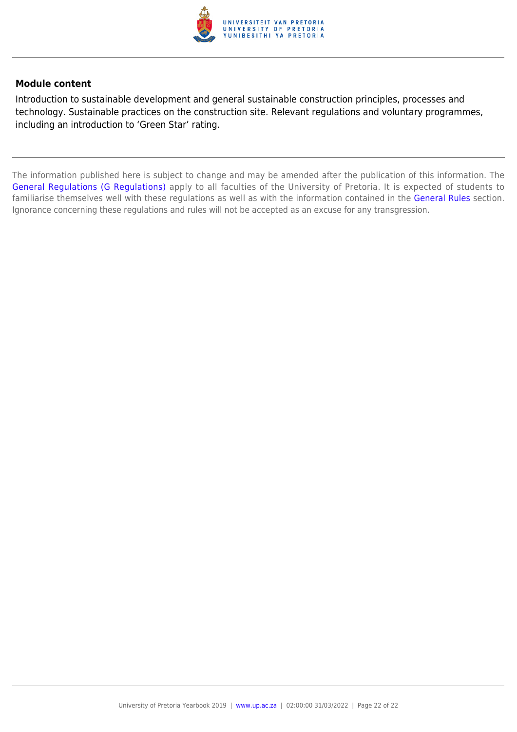**Module content**

Introduction to sustainable development and general sustainable construction principles, processes and technology. Sustainable practices on the construction site. Relevant regulations and voluntary programmes, including an introduction to 'Green Star' rating.

The information published here is subject to change and may be amended after the publication of this information. The General Regulations (G Regulations) apply to all faculties of the University of Pretoria. It is expected of students to familiarise themselves well with these regulations as well as with the information contained in the General Rules section. Ignorance concerning these regulations and rules will not be accepted as an excuse for any transgression.